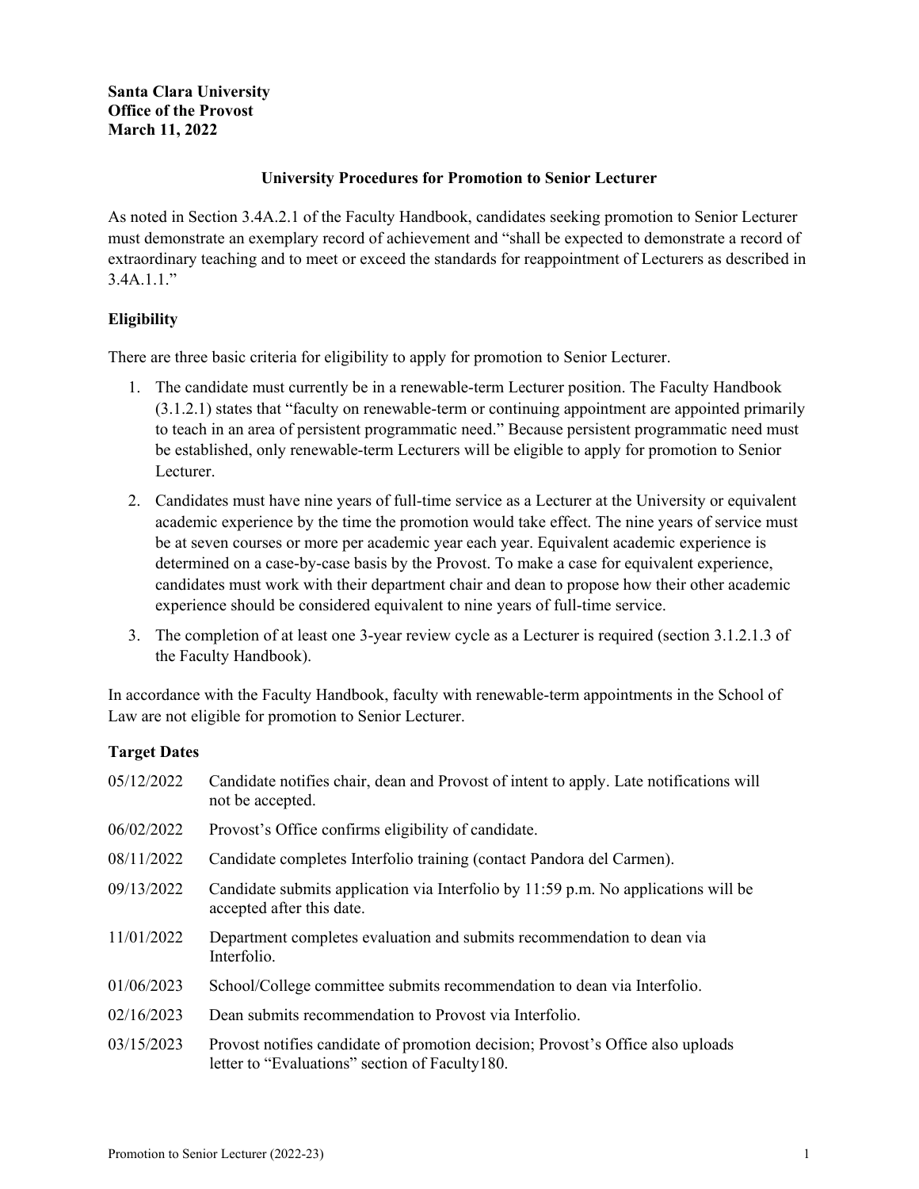**Santa Clara University**
**Office of the Provost**
**March 11, 2022**

## University Procedures for Promotion to Senior Lecturer

As noted in Section 3.4A.2.1 of the Faculty Handbook, candidates seeking promotion to Senior Lecturer must demonstrate an exemplary record of achievement and "shall be expected to demonstrate a record of extraordinary teaching and to meet or exceed the standards for reappointment of Lecturers as described in 3.4A.1.1."

### Eligibility

There are three basic criteria for eligibility to apply for promotion to Senior Lecturer.

1. The candidate must currently be in a renewable-term Lecturer position. The Faculty Handbook (3.1.2.1) states that "faculty on renewable-term or continuing appointment are appointed primarily to teach in an area of persistent programmatic need." Because persistent programmatic need must be established, only renewable-term Lecturers will be eligible to apply for promotion to Senior Lecturer.
2. Candidates must have nine years of full-time service as a Lecturer at the University or equivalent academic experience by the time the promotion would take effect. The nine years of service must be at seven courses or more per academic year each year. Equivalent academic experience is determined on a case-by-case basis by the Provost. To make a case for equivalent experience, candidates must work with their department chair and dean to propose how their other academic experience should be considered equivalent to nine years of full-time service.
3. The completion of at least one 3-year review cycle as a Lecturer is required (section 3.1.2.1.3 of the Faculty Handbook).

In accordance with the Faculty Handbook, faculty with renewable-term appointments in the School of Law are not eligible for promotion to Senior Lecturer.

### Target Dates

| | |
|---|---|
| 05/12/2022 | Candidate notifies chair, dean and Provost of intent to apply. Late notifications will not be accepted. |
| 06/02/2022 | Provost's Office confirms eligibility of candidate. |
| 08/11/2022 | Candidate completes Interfolio training (contact Pandora del Carmen). |
| 09/13/2022 | Candidate submits application via Interfolio by 11:59 p.m. No applications will be accepted after this date. |
| 11/01/2022 | Department completes evaluation and submits recommendation to dean via Interfolio. |
| 01/06/2023 | School/College committee submits recommendation to dean via Interfolio. |
| 02/16/2023 | Dean submits recommendation to Provost via Interfolio. |
| 03/15/2023 | Provost notifies candidate of promotion decision; Provost's Office also uploads letter to "Evaluations" section of Faculty180. |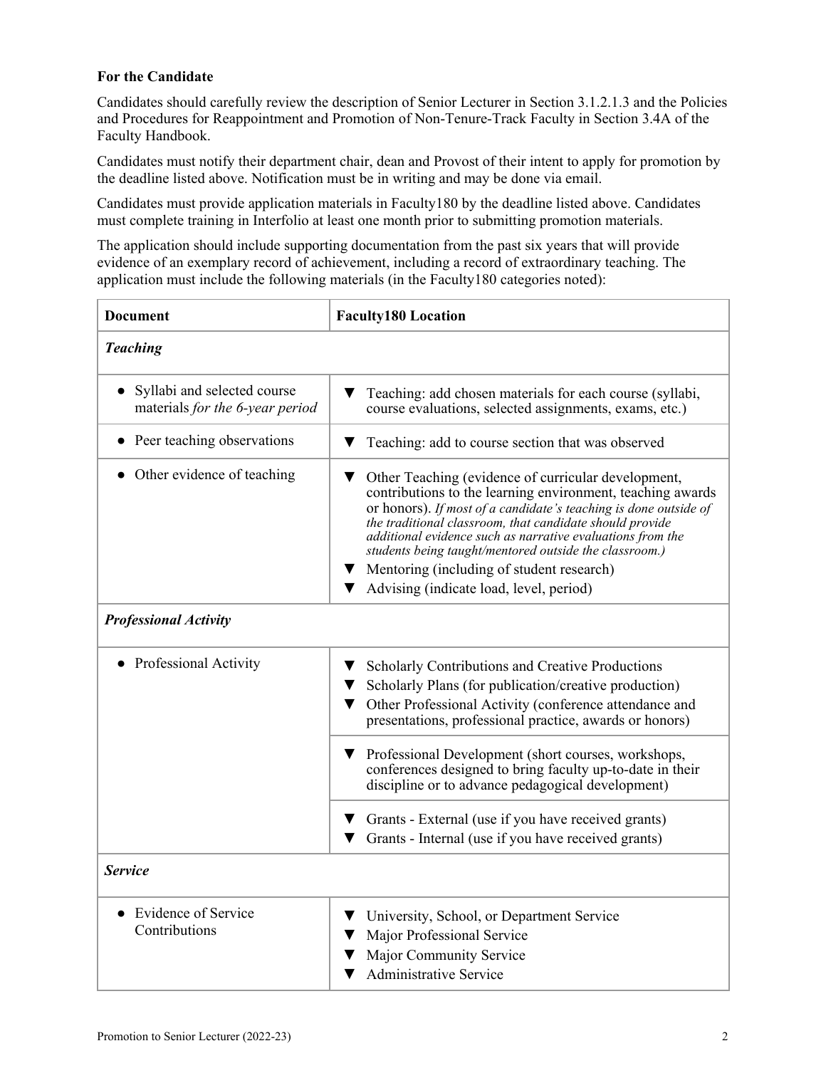**For the Candidate**

Candidates should carefully review the description of Senior Lecturer in Section 3.1.2.1.3 and the Policies and Procedures for Reappointment and Promotion of Non-Tenure-Track Faculty in Section 3.4A of the Faculty Handbook.

Candidates must notify their department chair, dean and Provost of their intent to apply for promotion by the deadline listed above. Notification must be in writing and may be done via email.

Candidates must provide application materials in Faculty180 by the deadline listed above. Candidates must complete training in Interfolio at least one month prior to submitting promotion materials.

The application should include supporting documentation from the past six years that will provide evidence of an exemplary record of achievement, including a record of extraordinary teaching. The application must include the following materials (in the Faculty180 categories noted):

| Document | Faculty180 Location |
|---|---|
| ***Teaching*** | |
| • Syllabi and selected course materials *for the 6-year period* | ▼ Teaching: add chosen materials for each course (syllabi, course evaluations, selected assignments, exams, etc.) |
| • Peer teaching observations | ▼ Teaching: add to course section that was observed |
| • Other evidence of teaching | ▼ Other Teaching (evidence of curricular development, contributions to the learning environment, teaching awards or honors). *If most of a candidate's teaching is done outside of the traditional classroom, that candidate should provide additional evidence such as narrative evaluations from the students being taught/mentored outside the classroom.)*<br>▼ Mentoring (including of student research)<br>▼ Advising (indicate load, level, period) |
| ***Professional Activity*** | |
| • Professional Activity | ▼ Scholarly Contributions and Creative Productions<br>▼ Scholarly Plans (for publication/creative production)<br>▼ Other Professional Activity (conference attendance and presentations, professional practice, awards or honors) |
| | ▼ Professional Development (short courses, workshops, conferences designed to bring faculty up-to-date in their discipline or to advance pedagogical development) |
| | ▼ Grants - External (use if you have received grants)<br>▼ Grants - Internal (use if you have received grants) |
| ***Service*** | |
| • Evidence of Service Contributions | ▼ University, School, or Department Service<br>▼ Major Professional Service<br>▼ Major Community Service<br>▼ Administrative Service |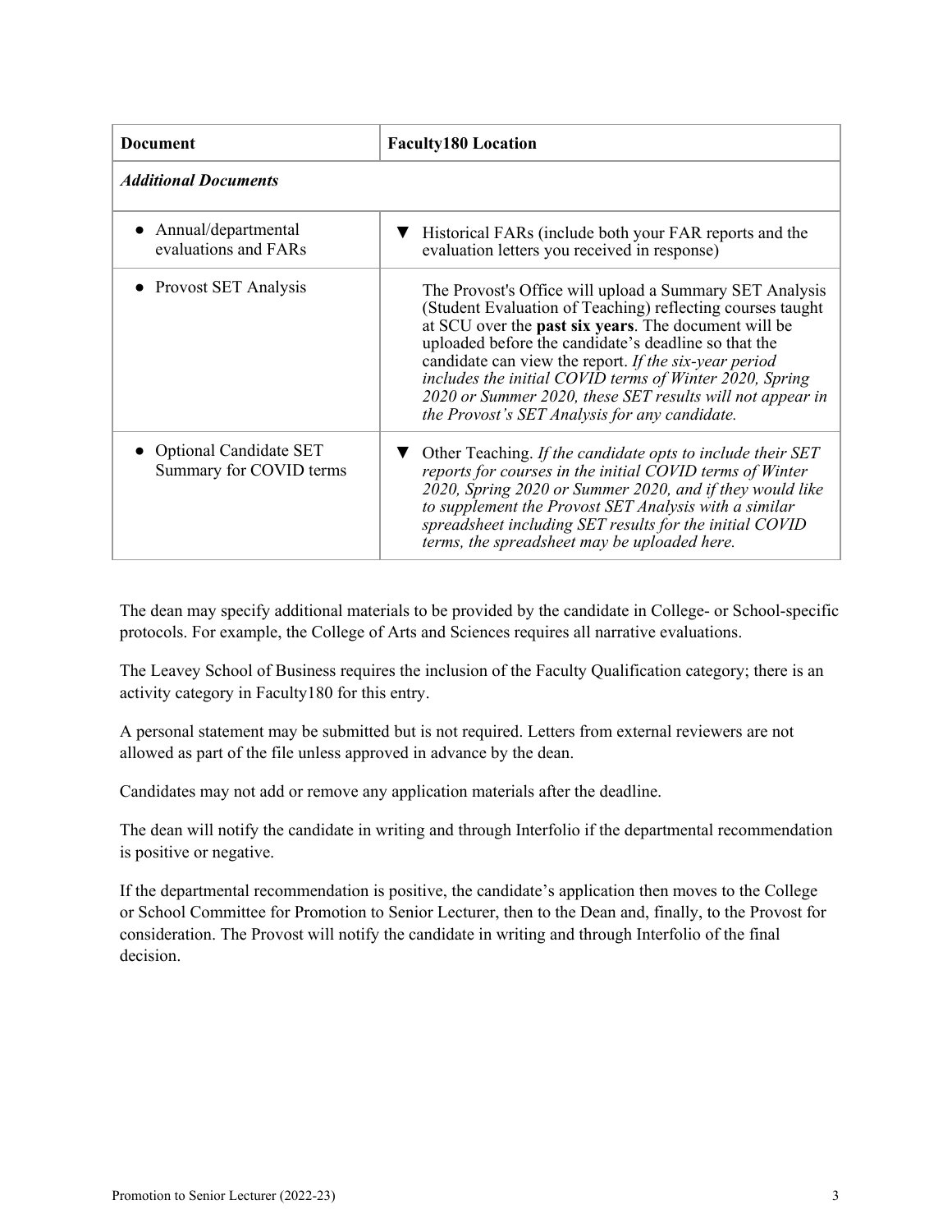| Document | Faculty180 Location |
| --- | --- |
| ***Additional Documents*** | |
| • Annual/departmental evaluations and FARs | ▼ Historical FARs (include both your FAR reports and the evaluation letters you received in response) |
| • Provost SET Analysis | The Provost's Office will upload a Summary SET Analysis (Student Evaluation of Teaching) reflecting courses taught at SCU over the **past six years**. The document will be uploaded before the candidate's deadline so that the candidate can view the report. *If the six-year period includes the initial COVID terms of Winter 2020, Spring 2020 or Summer 2020, these SET results will not appear in the Provost's SET Analysis for any candidate.* |
| • Optional Candidate SET Summary for COVID terms | ▼ Other Teaching. *If the candidate opts to include their SET reports for courses in the initial COVID terms of Winter 2020, Spring 2020 or Summer 2020, and if they would like to supplement the Provost SET Analysis with a similar spreadsheet including SET results for the initial COVID terms, the spreadsheet may be uploaded here.* |

The dean may specify additional materials to be provided by the candidate in College- or School-specific protocols. For example, the College of Arts and Sciences requires all narrative evaluations.

The Leavey School of Business requires the inclusion of the Faculty Qualification category; there is an activity category in Faculty180 for this entry.

A personal statement may be submitted but is not required. Letters from external reviewers are not allowed as part of the file unless approved in advance by the dean.

Candidates may not add or remove any application materials after the deadline.

The dean will notify the candidate in writing and through Interfolio if the departmental recommendation is positive or negative.

If the departmental recommendation is positive, the candidate's application then moves to the College or School Committee for Promotion to Senior Lecturer, then to the Dean and, finally, to the Provost for consideration. The Provost will notify the candidate in writing and through Interfolio of the final decision.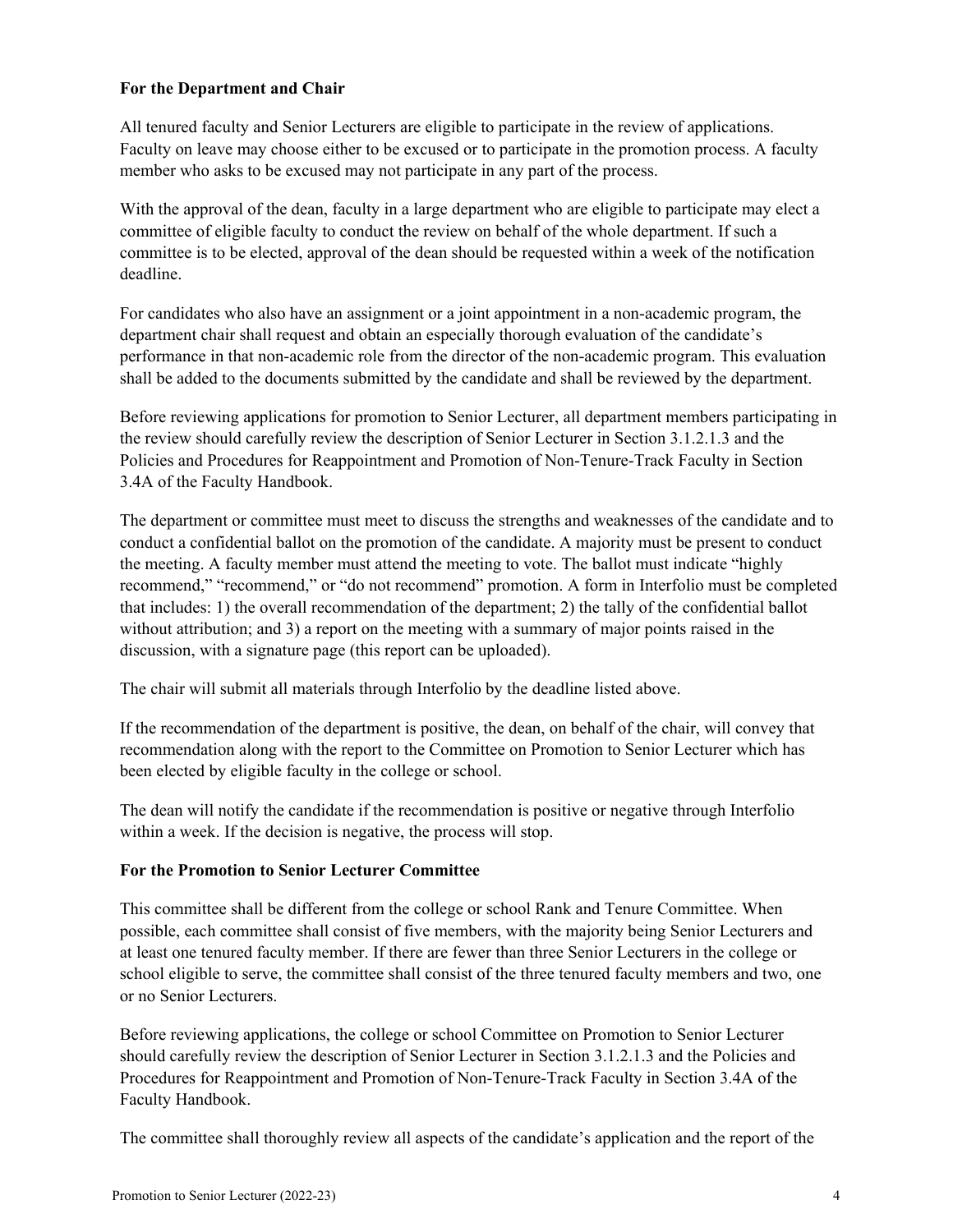**For the Department and Chair**

All tenured faculty and Senior Lecturers are eligible to participate in the review of applications. Faculty on leave may choose either to be excused or to participate in the promotion process. A faculty member who asks to be excused may not participate in any part of the process.

With the approval of the dean, faculty in a large department who are eligible to participate may elect a committee of eligible faculty to conduct the review on behalf of the whole department. If such a committee is to be elected, approval of the dean should be requested within a week of the notification deadline.

For candidates who also have an assignment or a joint appointment in a non-academic program, the department chair shall request and obtain an especially thorough evaluation of the candidate's performance in that non-academic role from the director of the non-academic program. This evaluation shall be added to the documents submitted by the candidate and shall be reviewed by the department.

Before reviewing applications for promotion to Senior Lecturer, all department members participating in the review should carefully review the description of Senior Lecturer in Section 3.1.2.1.3 and the Policies and Procedures for Reappointment and Promotion of Non-Tenure-Track Faculty in Section 3.4A of the Faculty Handbook.

The department or committee must meet to discuss the strengths and weaknesses of the candidate and to conduct a confidential ballot on the promotion of the candidate. A majority must be present to conduct the meeting. A faculty member must attend the meeting to vote. The ballot must indicate "highly recommend," "recommend," or "do not recommend" promotion. A form in Interfolio must be completed that includes: 1) the overall recommendation of the department; 2) the tally of the confidential ballot without attribution; and 3) a report on the meeting with a summary of major points raised in the discussion, with a signature page (this report can be uploaded).

The chair will submit all materials through Interfolio by the deadline listed above.

If the recommendation of the department is positive, the dean, on behalf of the chair, will convey that recommendation along with the report to the Committee on Promotion to Senior Lecturer which has been elected by eligible faculty in the college or school.

The dean will notify the candidate if the recommendation is positive or negative through Interfolio within a week. If the decision is negative, the process will stop.

**For the Promotion to Senior Lecturer Committee**

This committee shall be different from the college or school Rank and Tenure Committee. When possible, each committee shall consist of five members, with the majority being Senior Lecturers and at least one tenured faculty member. If there are fewer than three Senior Lecturers in the college or school eligible to serve, the committee shall consist of the three tenured faculty members and two, one or no Senior Lecturers.

Before reviewing applications, the college or school Committee on Promotion to Senior Lecturer should carefully review the description of Senior Lecturer in Section 3.1.2.1.3 and the Policies and Procedures for Reappointment and Promotion of Non-Tenure-Track Faculty in Section 3.4A of the Faculty Handbook.

The committee shall thoroughly review all aspects of the candidate's application and the report of the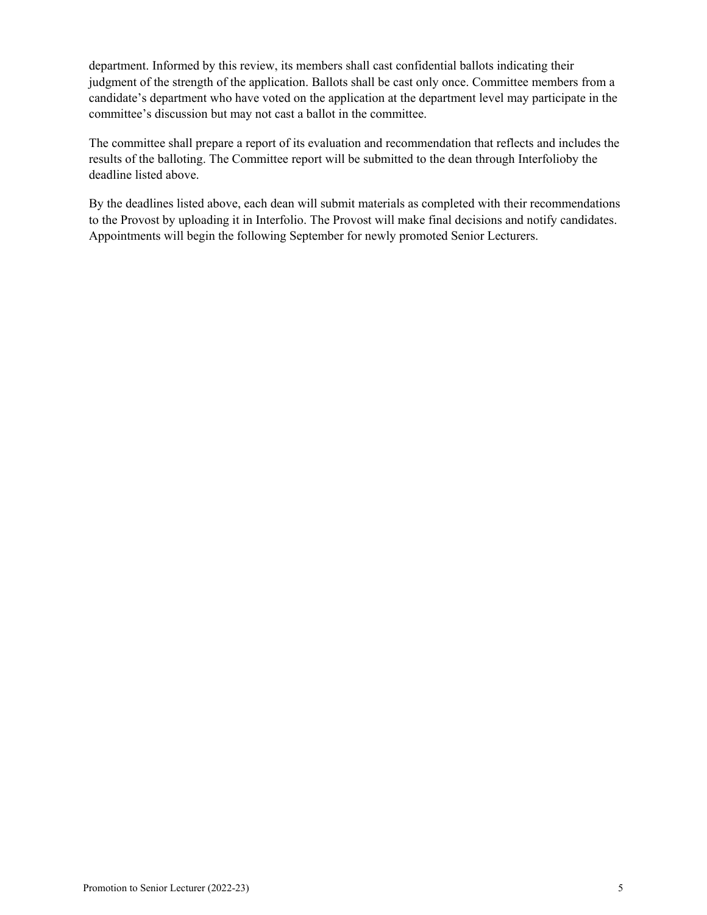department. Informed by this review, its members shall cast confidential ballots indicating their judgment of the strength of the application. Ballots shall be cast only once. Committee members from a candidate's department who have voted on the application at the department level may participate in the committee's discussion but may not cast a ballot in the committee.

The committee shall prepare a report of its evaluation and recommendation that reflects and includes the results of the balloting. The Committee report will be submitted to the dean through Interfolioby the deadline listed above.

By the deadlines listed above, each dean will submit materials as completed with their recommendations to the Provost by uploading it in Interfolio. The Provost will make final decisions and notify candidates. Appointments will begin the following September for newly promoted Senior Lecturers.